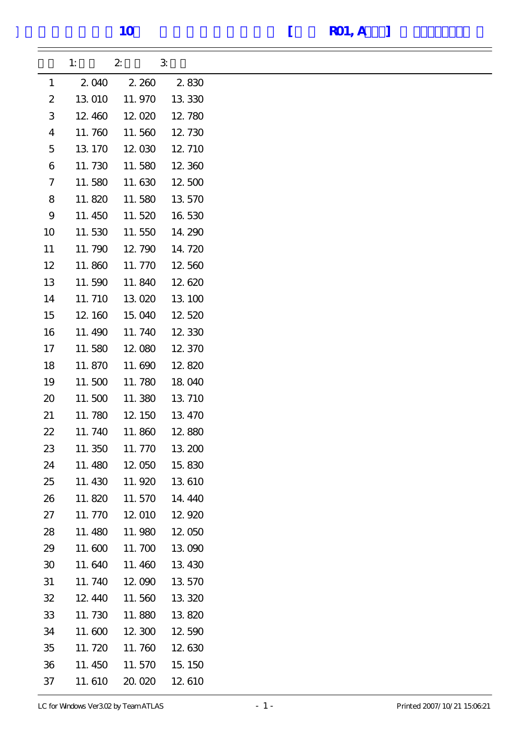# 10 [ R01, A ]

| | 1: | 2: | 3: |
|---|---|---|---|
| 1 | 2.040 | 2.260 | 2.830 |
| 2 | 13.010 | 11.970 | 13.330 |
| 3 | 12.460 | 12.020 | 12.780 |
| 4 | 11.760 | 11.560 | 12.730 |
| 5 | 13.170 | 12.030 | 12.710 |
| 6 | 11.730 | 11.580 | 12.360 |
| 7 | 11.580 | 11.630 | 12.500 |
| 8 | 11.820 | 11.580 | 13.570 |
| 9 | 11.450 | 11.520 | 16.530 |
| 10 | 11.530 | 11.550 | 14.290 |
| 11 | 11.790 | 12.790 | 14.720 |
| 12 | 11.860 | 11.770 | 12.560 |
| 13 | 11.590 | 11.840 | 12.620 |
| 14 | 11.710 | 13.020 | 13.100 |
| 15 | 12.160 | 15.040 | 12.520 |
| 16 | 11.490 | 11.740 | 12.330 |
| 17 | 11.580 | 12.080 | 12.370 |
| 18 | 11.870 | 11.690 | 12.820 |
| 19 | 11.500 | 11.780 | 18.040 |
| 20 | 11.500 | 11.380 | 13.710 |
| 21 | 11.780 | 12.150 | 13.470 |
| 22 | 11.740 | 11.860 | 12.880 |
| 23 | 11.350 | 11.770 | 13.200 |
| 24 | 11.480 | 12.050 | 15.830 |
| 25 | 11.430 | 11.920 | 13.610 |
| 26 | 11.820 | 11.570 | 14.440 |
| 27 | 11.770 | 12.010 | 12.920 |
| 28 | 11.480 | 11.980 | 12.050 |
| 29 | 11.600 | 11.700 | 13.090 |
| 30 | 11.640 | 11.460 | 13.430 |
| 31 | 11.740 | 12.090 | 13.570 |
| 32 | 12.440 | 11.560 | 13.320 |
| 33 | 11.730 | 11.880 | 13.820 |
| 34 | 11.600 | 12.300 | 12.590 |
| 35 | 11.720 | 11.760 | 12.630 |
| 36 | 11.450 | 11.570 | 15.150 |
| 37 | 11.610 | 20.020 | 12.610 |

LC for Windows Ver3.02 by Team ATLAS Printed 2007/10/21 15:06:21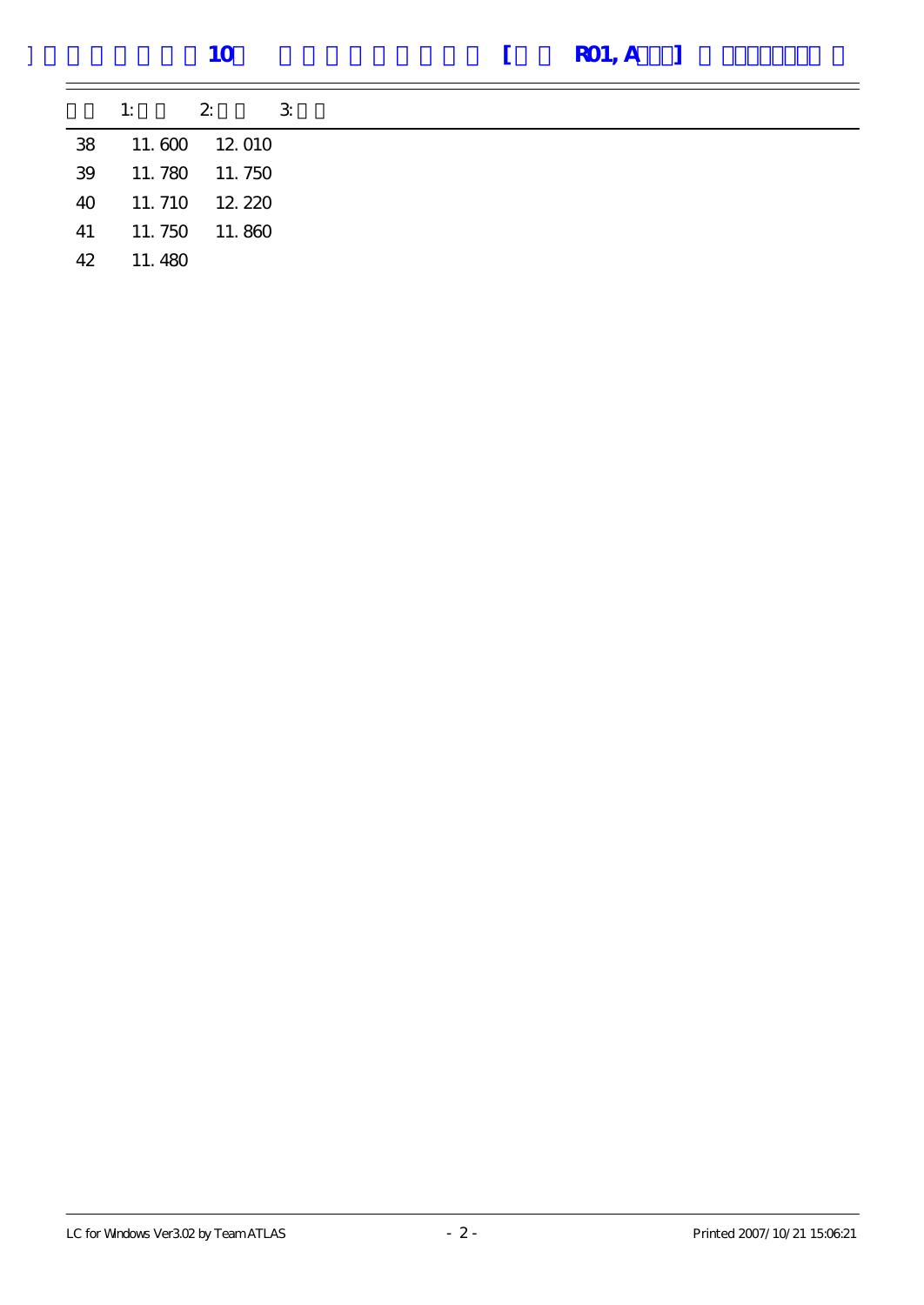| | 1: | 2: | 3: |
|---|---|---|---|
| 38 | 11.600 | 12.010 | |
| 39 | 11.780 | 11.750 | |
| 40 | 11.710 | 12.220 | |
| 41 | 11.750 | 11.860 | |
| 42 | 11.480 | | |